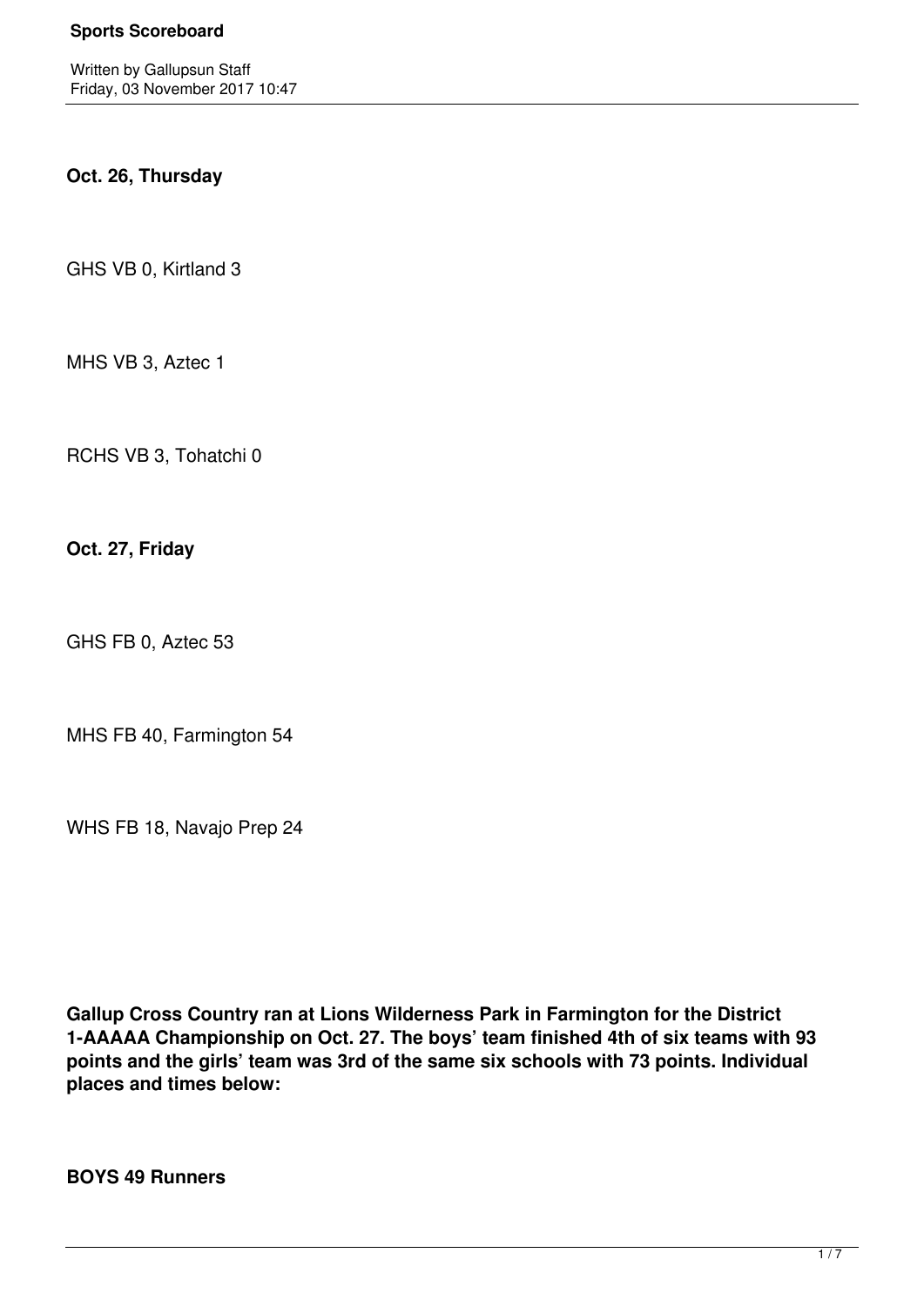**Oct. 26, Thursday**

GHS VB 0, Kirtland 3

MHS VB 3, Aztec 1

RCHS VB 3, Tohatchi 0

**Oct. 27, Friday**

GHS FB 0, Aztec 53

MHS FB 40, Farmington 54

WHS FB 18, Navajo Prep 24

**Gallup Cross Country ran at Lions Wilderness Park in Farmington for the District 1-AAAAA Championship on Oct. 27. The boys' team finished 4th of six teams with 93 points and the girls' team was 3rd of the same six schools with 73 points. Individual places and times below:**

**BOYS 49 Runners**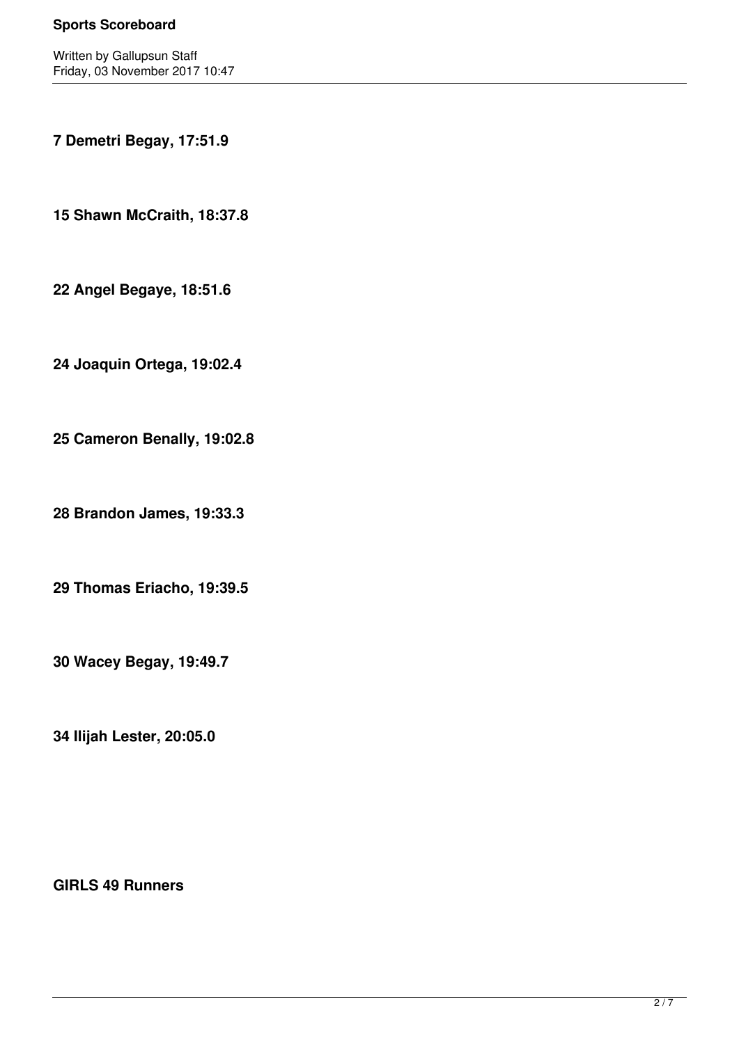**7 Demetri Begay, 17:51.9**

**15 Shawn McCraith, 18:37.8**

**22 Angel Begaye, 18:51.6**

**24 Joaquin Ortega, 19:02.4**

**25 Cameron Benally, 19:02.8**

**28 Brandon James, 19:33.3**

**29 Thomas Eriacho, 19:39.5**

**30 Wacey Begay, 19:49.7**

**34 Ilijah Lester, 20:05.0**

**GIRLS 49 Runners**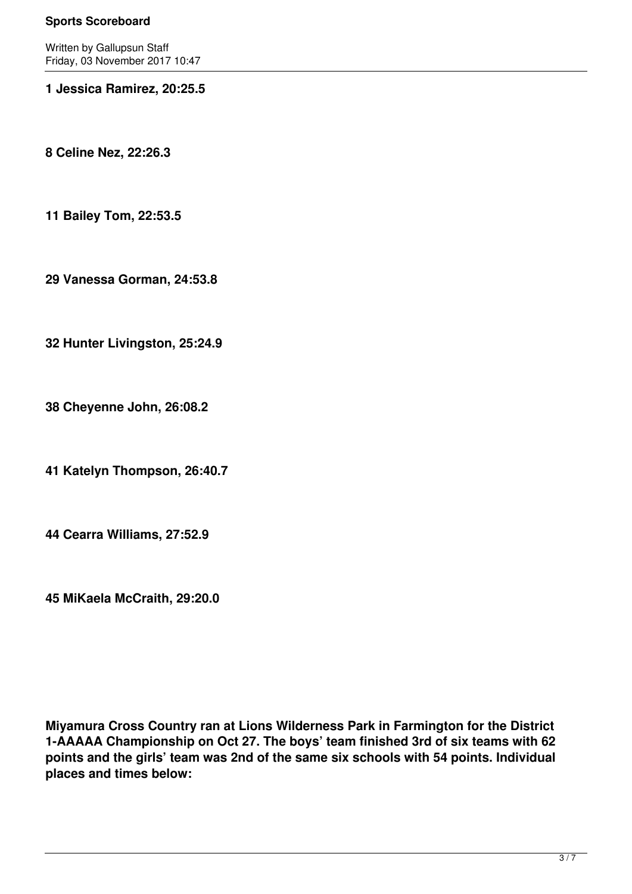**1 Jessica Ramirez, 20:25.5**

**8 Celine Nez, 22:26.3**

**11 Bailey Tom, 22:53.5**

**29 Vanessa Gorman, 24:53.8**

**32 Hunter Livingston, 25:24.9**

**38 Cheyenne John, 26:08.2**

**41 Katelyn Thompson, 26:40.7**

**44 Cearra Williams, 27:52.9**

**45 MiKaela McCraith, 29:20.0**

**Miyamura Cross Country ran at Lions Wilderness Park in Farmington for the District 1-AAAAA Championship on Oct 27. The boys' team finished 3rd of six teams with 62 points and the girls' team was 2nd of the same six schools with 54 points. Individual places and times below:**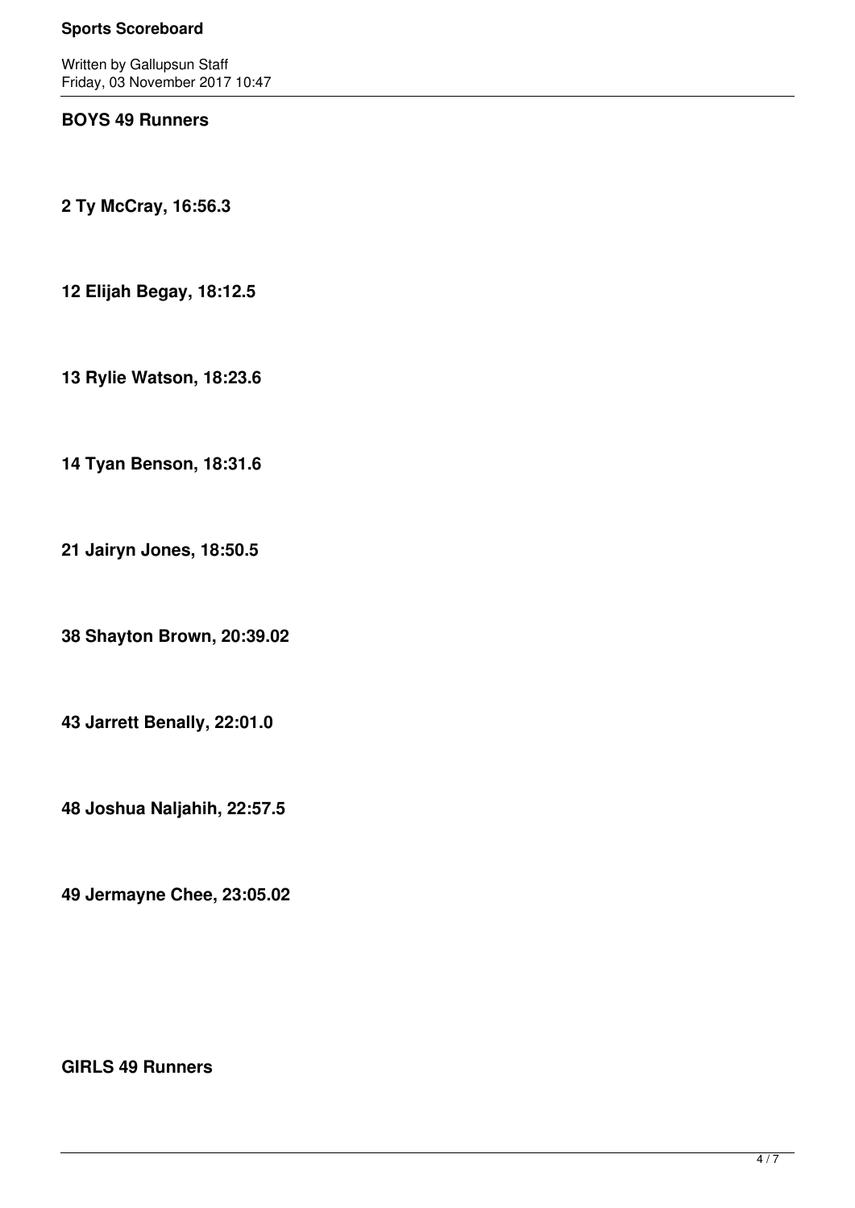**BOYS 49 Runners**

**2 Ty McCray, 16:56.3**

**12 Elijah Begay, 18:12.5**

**13 Rylie Watson, 18:23.6**

**14 Tyan Benson, 18:31.6**

**21 Jairyn Jones, 18:50.5**

**38 Shayton Brown, 20:39.02**

**43 Jarrett Benally, 22:01.0**

**48 Joshua Naljahih, 22:57.5**

**49 Jermayne Chee, 23:05.02**

**GIRLS 49 Runners**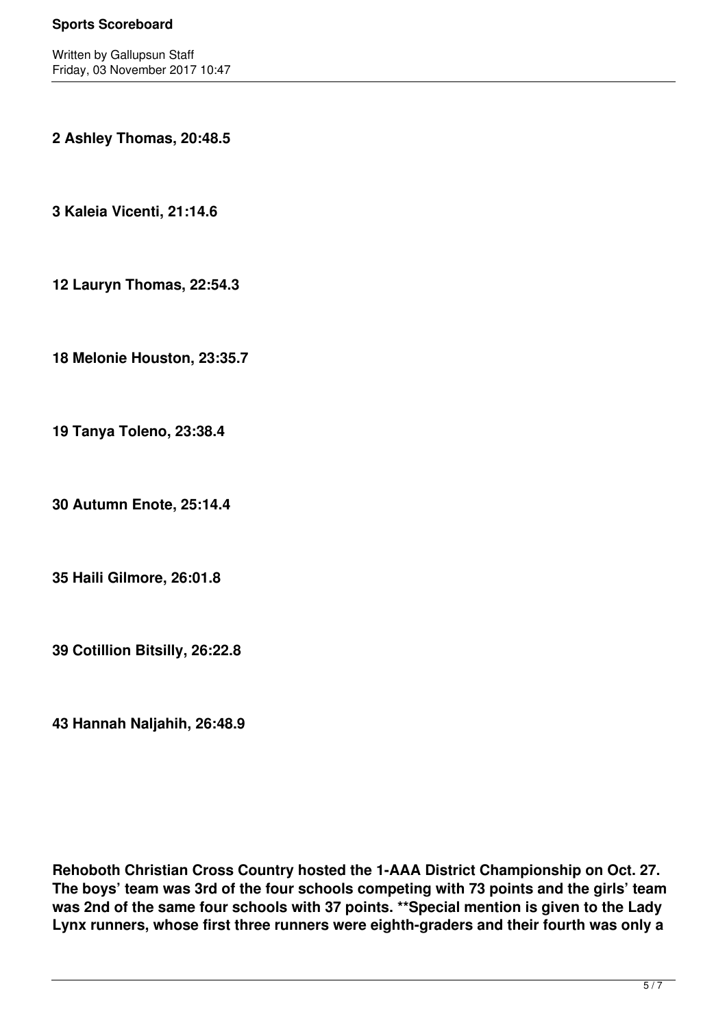**2 Ashley Thomas, 20:48.5**

**3 Kaleia Vicenti, 21:14.6**

**12 Lauryn Thomas, 22:54.3**

**18 Melonie Houston, 23:35.7**

**19 Tanya Toleno, 23:38.4**

**30 Autumn Enote, 25:14.4**

**35 Haili Gilmore, 26:01.8**

**39 Cotillion Bitsilly, 26:22.8**

**43 Hannah Naljahih, 26:48.9**

**Rehoboth Christian Cross Country hosted the 1-AAA District Championship on Oct. 27. The boys' team was 3rd of the four schools competing with 73 points and the girls' team was 2nd of the same four schools with 37 points. **Special mention is given to the Lady Lynx runners, whose first three runners were eighth-graders and their fourth was only a**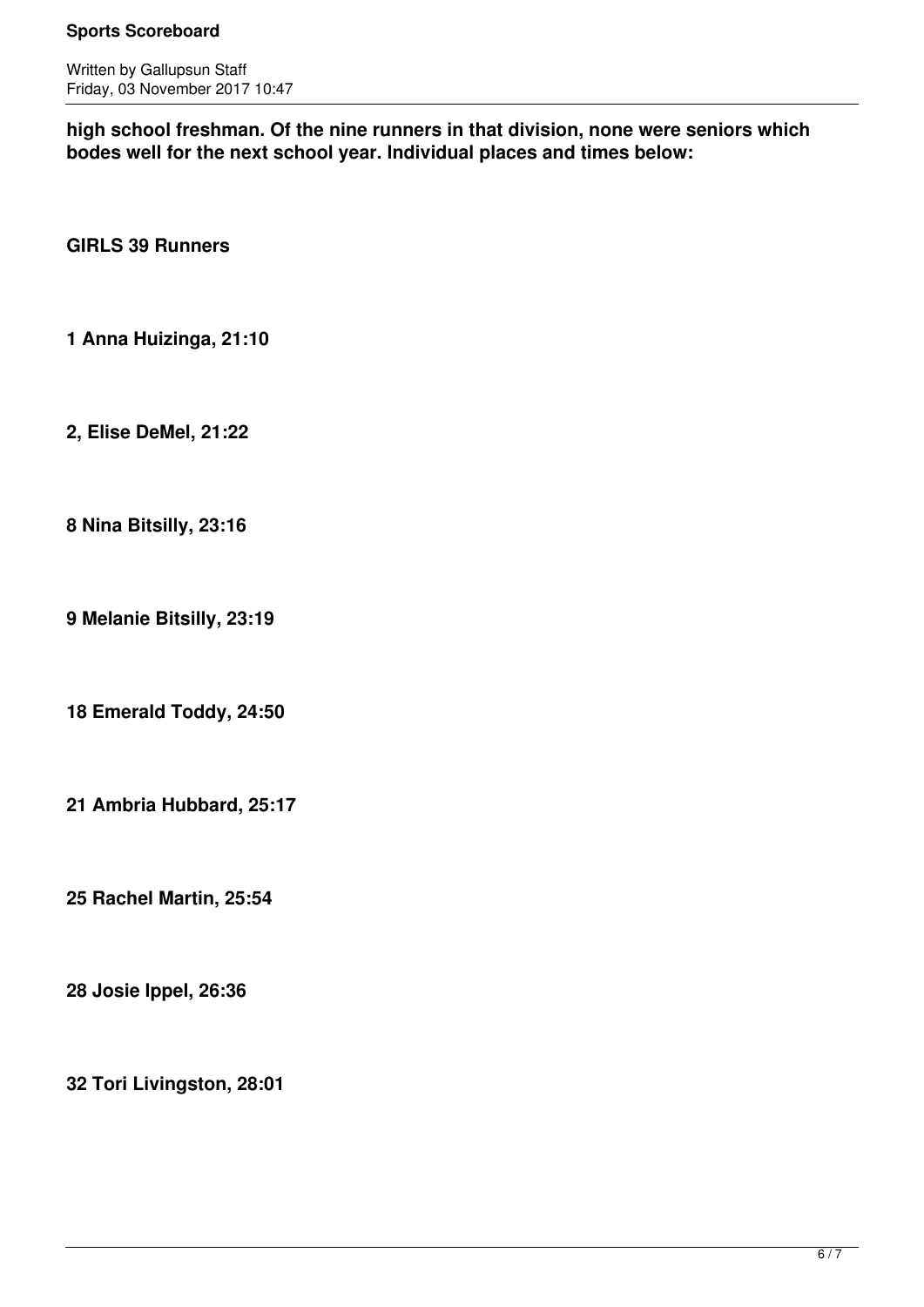**high school freshman. Of the nine runners in that division, none were seniors which bodes well for the next school year. Individual places and times below:**

**GIRLS 39 Runners**

**1 Anna Huizinga, 21:10**

**2, Elise DeMel, 21:22**

**8 Nina Bitsilly, 23:16**

**9 Melanie Bitsilly, 23:19**

**18 Emerald Toddy, 24:50**

**21 Ambria Hubbard, 25:17**

**25 Rachel Martin, 25:54**

**28 Josie Ippel, 26:36**

**32 Tori Livingston, 28:01**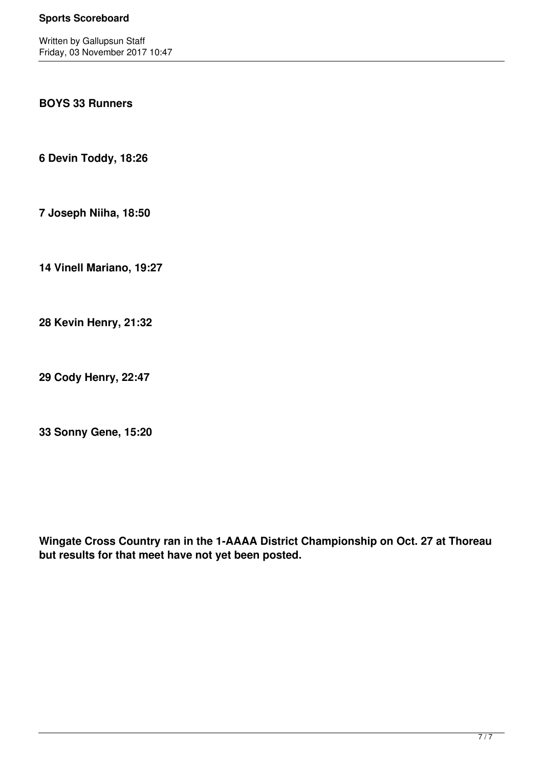**BOYS 33 Runners**

**6 Devin Toddy, 18:26**

**7 Joseph Niiha, 18:50**

**14 Vinell Mariano, 19:27**

**28 Kevin Henry, 21:32**

**29 Cody Henry, 22:47**

**33 Sonny Gene, 15:20**

**Wingate Cross Country ran in the 1-AAAA District Championship on Oct. 27 at Thoreau but results for that meet have not yet been posted.**